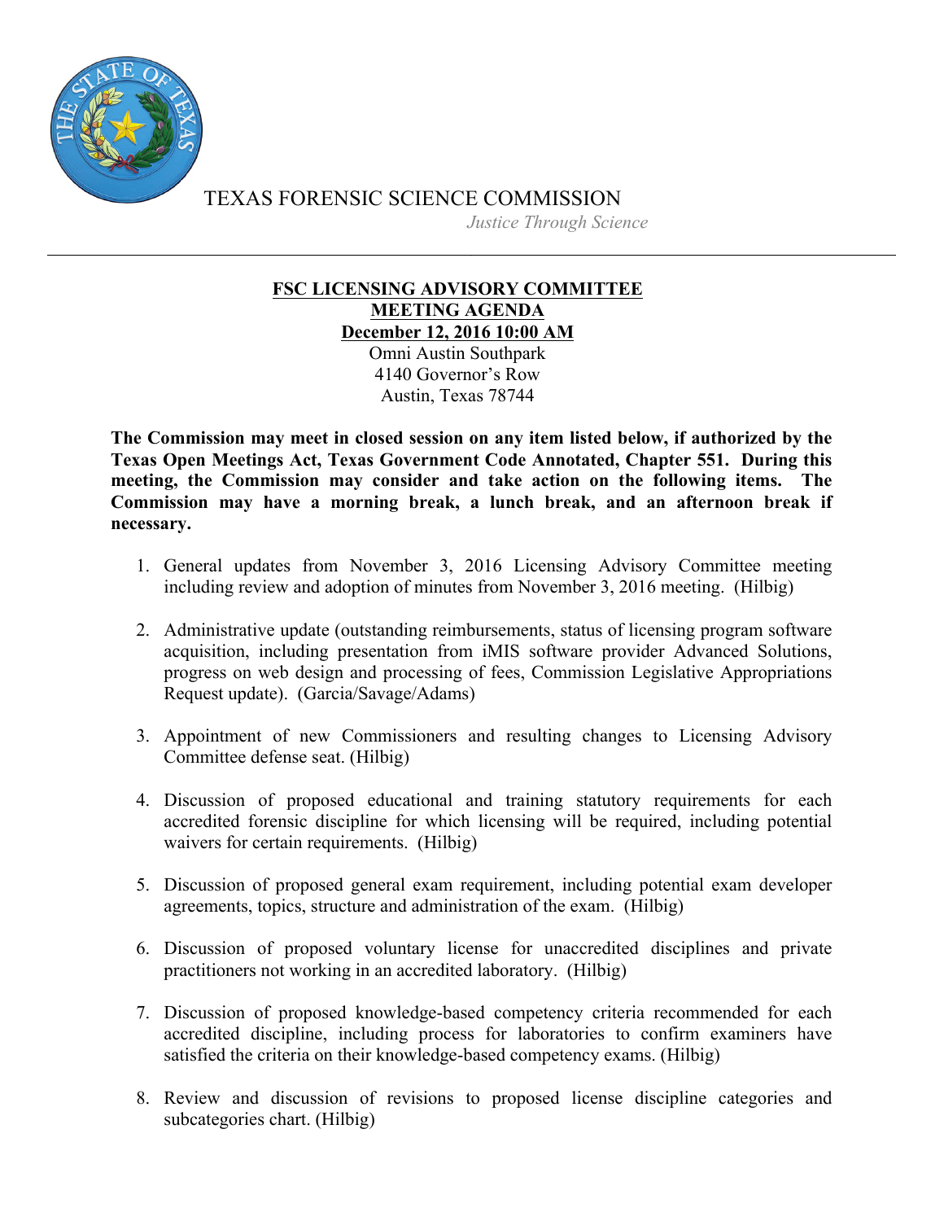TEXAS FORENSIC SCIENCE COMMISSION

*Justice Through Science*

---

**FSC LICENSING ADVISORY COMMITTEE**
**MEETING AGENDA**
**December 12, 2016 10:00 AM**

Omni Austin Southpark
4140 Governor's Row
Austin, Texas 78744

**The Commission may meet in closed session on any item listed below, if authorized by the Texas Open Meetings Act, Texas Government Code Annotated, Chapter 551. During this meeting, the Commission may consider and take action on the following items. The Commission may have a morning break, a lunch break, and an afternoon break if necessary.**

1. General updates from November 3, 2016 Licensing Advisory Committee meeting including review and adoption of minutes from November 3, 2016 meeting. (Hilbig)

2. Administrative update (outstanding reimbursements, status of licensing program software acquisition, including presentation from iMIS software provider Advanced Solutions, progress on web design and processing of fees, Commission Legislative Appropriations Request update). (Garcia/Savage/Adams)

3. Appointment of new Commissioners and resulting changes to Licensing Advisory Committee defense seat. (Hilbig)

4. Discussion of proposed educational and training statutory requirements for each accredited forensic discipline for which licensing will be required, including potential waivers for certain requirements. (Hilbig)

5. Discussion of proposed general exam requirement, including potential exam developer agreements, topics, structure and administration of the exam. (Hilbig)

6. Discussion of proposed voluntary license for unaccredited disciplines and private practitioners not working in an accredited laboratory. (Hilbig)

7. Discussion of proposed knowledge-based competency criteria recommended for each accredited discipline, including process for laboratories to confirm examiners have satisfied the criteria on their knowledge-based competency exams. (Hilbig)

8. Review and discussion of revisions to proposed license discipline categories and subcategories chart. (Hilbig)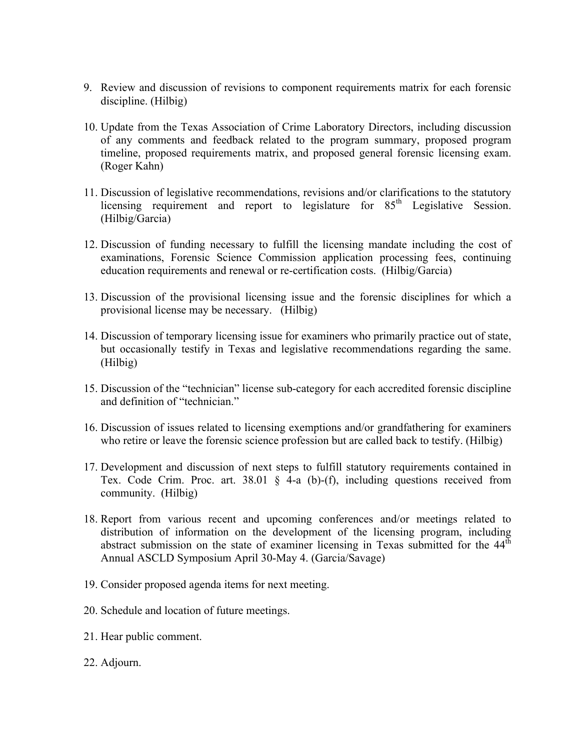9. Review and discussion of revisions to component requirements matrix for each forensic discipline. (Hilbig)

10. Update from the Texas Association of Crime Laboratory Directors, including discussion of any comments and feedback related to the program summary, proposed program timeline, proposed requirements matrix, and proposed general forensic licensing exam. (Roger Kahn)

11. Discussion of legislative recommendations, revisions and/or clarifications to the statutory licensing requirement and report to legislature for 85th Legislative Session. (Hilbig/Garcia)

12. Discussion of funding necessary to fulfill the licensing mandate including the cost of examinations, Forensic Science Commission application processing fees, continuing education requirements and renewal or re-certification costs. (Hilbig/Garcia)

13. Discussion of the provisional licensing issue and the forensic disciplines for which a provisional license may be necessary. (Hilbig)

14. Discussion of temporary licensing issue for examiners who primarily practice out of state, but occasionally testify in Texas and legislative recommendations regarding the same. (Hilbig)

15. Discussion of the "technician" license sub-category for each accredited forensic discipline and definition of "technician."

16. Discussion of issues related to licensing exemptions and/or grandfathering for examiners who retire or leave the forensic science profession but are called back to testify. (Hilbig)

17. Development and discussion of next steps to fulfill statutory requirements contained in Tex. Code Crim. Proc. art. 38.01 § 4-a (b)-(f), including questions received from community. (Hilbig)

18. Report from various recent and upcoming conferences and/or meetings related to distribution of information on the development of the licensing program, including abstract submission on the state of examiner licensing in Texas submitted for the 44th Annual ASCLD Symposium April 30-May 4. (Garcia/Savage)

19. Consider proposed agenda items for next meeting.

20. Schedule and location of future meetings.

21. Hear public comment.

22. Adjourn.